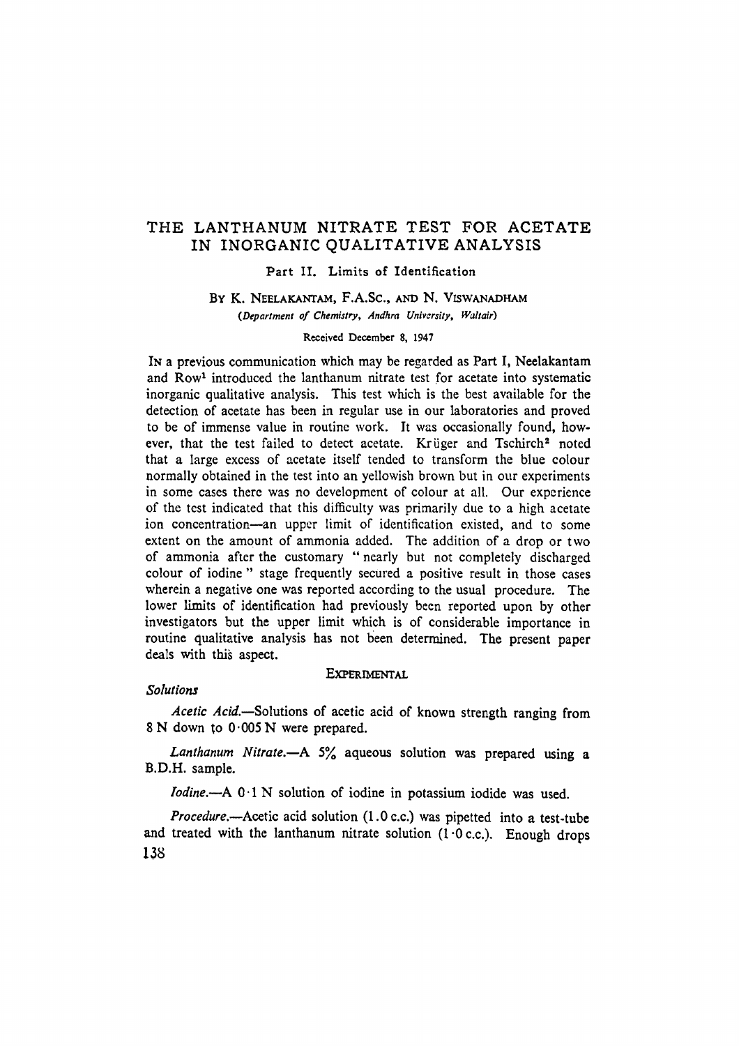# THE LANTHANUM NITRATE TEST FOR ACETATE IN INORGANIC QUALITATIVE ANALYSIS

## Part II. Limits of Identification

BY K. NEELAKANTAM, F.A.Sc., AND N. VISWANADHAM

*(Department of Chemistry, Andhra University, Waltair)*

Received December 8, 1947

IN a previous communication which may be regarded as Part I, Neelakantam and Row[1] introduced the lanthanum nitrate test for acetate into systematic inorganic qualitative analysis. This test which is the best available for the detection of acetate has been in regular use in our laboratories and proved to be of immense value in routine work. It was occasionally found, however, that the test failed to detect acetate. Krüger and Tschirch[2] noted that a large excess of acetate itself tended to transform the blue colour normally obtained in the test into an yellowish brown but in our experiments in some cases there was no development of colour at all. Our experience of the test indicated that this difficulty was primarily due to a high acetate ion concentration—an upper limit of identification existed, and to some extent on the amount of ammonia added. The addition of a drop or two of ammonia after the customary "nearly but not completely discharged colour of iodine" stage frequently secured a positive result in those cases wherein a negative one was reported according to the usual procedure. The lower limits of identification had previously been reported upon by other investigators but the upper limit which is of considerable importance in routine qualitative analysis has not been determined. The present paper deals with this aspect.

## EXPERIMENTAL

### *Solutions*

*Acetic Acid.*—Solutions of acetic acid of known strength ranging from 8 N down to 0·005 N were prepared.

*Lanthanum Nitrate.*—A 5% aqueous solution was prepared using a B.D.H. sample.

*Iodine.*—A 0·1 N solution of iodine in potassium iodide was used.

*Procedure.*—Acetic acid solution (1.0 c.c.) was pipetted into a test-tube and treated with the lanthanum nitrate solution (1·0 c.c.). Enough drops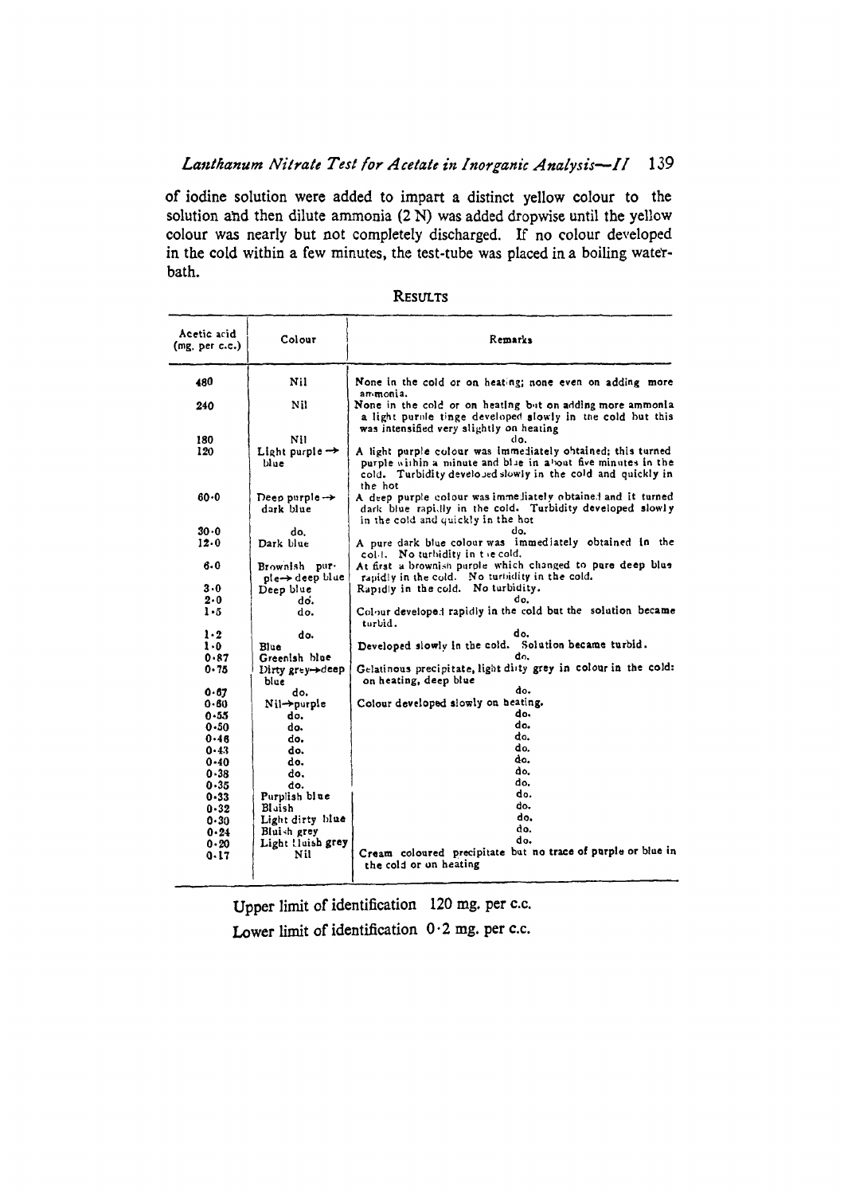of iodine solution were added to impart a distinct yellow colour to the solution and then dilute ammonia (2 N) was added dropwise until the yellow colour was nearly but not completely discharged. If no colour developed in the cold within a few minutes, the test-tube was placed in a boiling water-bath.

## Results

| Acetic acid (mg. per c.c.) | Colour | Remarks |
|---|---|---|
| 480 | Nil | None in the cold or on heating; none even on adding more ammonia. |
| 240 | Nil | None in the cold or on heating but on adding more ammonia a light purple tinge developed slowly in the cold but this was intensified very slightly on heating |
| 180 | Nil | do. |
| 120 | Light purple → blue | A light purple colour was immediately obtained; this turned purple within a minute and blue in about five minutes in the cold. Turbidity developed slowly in the cold and quickly in the hot |
| 60·0 | Deep purple → dark blue | A deep purple colour was immediately obtained and it turned dark blue rapidly in the cold. Turbidity developed slowly in the cold and quickly in the hot |
| 30·0 | do. | do. |
| 12·0 | Dark blue | A pure dark blue colour was immediately obtained in the cold. No turbidity in the cold. |
| 6·0 | Brownish purple → deep blue | At first a brownish purple which changed to pure deep blue rapidly in the cold. No turbidity in the cold. |
| 3·0 | Deep blue | Rapidly in the cold. No turbidity. |
| 2·0 | do. | do. |
| 1·5 | do. | Colour developed rapidly in the cold but the solution became turbid. |
| 1·2 | do. | do. |
| 1·0 | Blue | Developed slowly in the cold. Solution became turbid. |
| 0·87 | Greenish blue | do. |
| 0·75 | Dirty grey → deep blue | Gelatinous precipitate, light dirty grey in colour in the cold: on heating, deep blue |
| 0·67 | do. | do. |
| 0·60 | Nil → purple | Colour developed slowly on heating. |
| 0·55 | do. | do. |
| 0·50 | do. | do. |
| 0·46 | do. | do. |
| 0·43 | do. | do. |
| 0·40 | do. | do. |
| 0·38 | do. | do. |
| 0·35 | do. | do. |
| 0·33 | Purplish blue | do. |
| 0·32 | Bluish | do. |
| 0·30 | Light dirty blue | do. |
| 0·24 | Bluish grey | do. |
| 0·20 | Light bluish grey | do. |
| 0·17 | Nil | Cream coloured precipitate but no trace of purple or blue in the cold or on heating |

Upper limit of identification 120 mg. per c.c.

Lower limit of identification 0·2 mg. per c.c.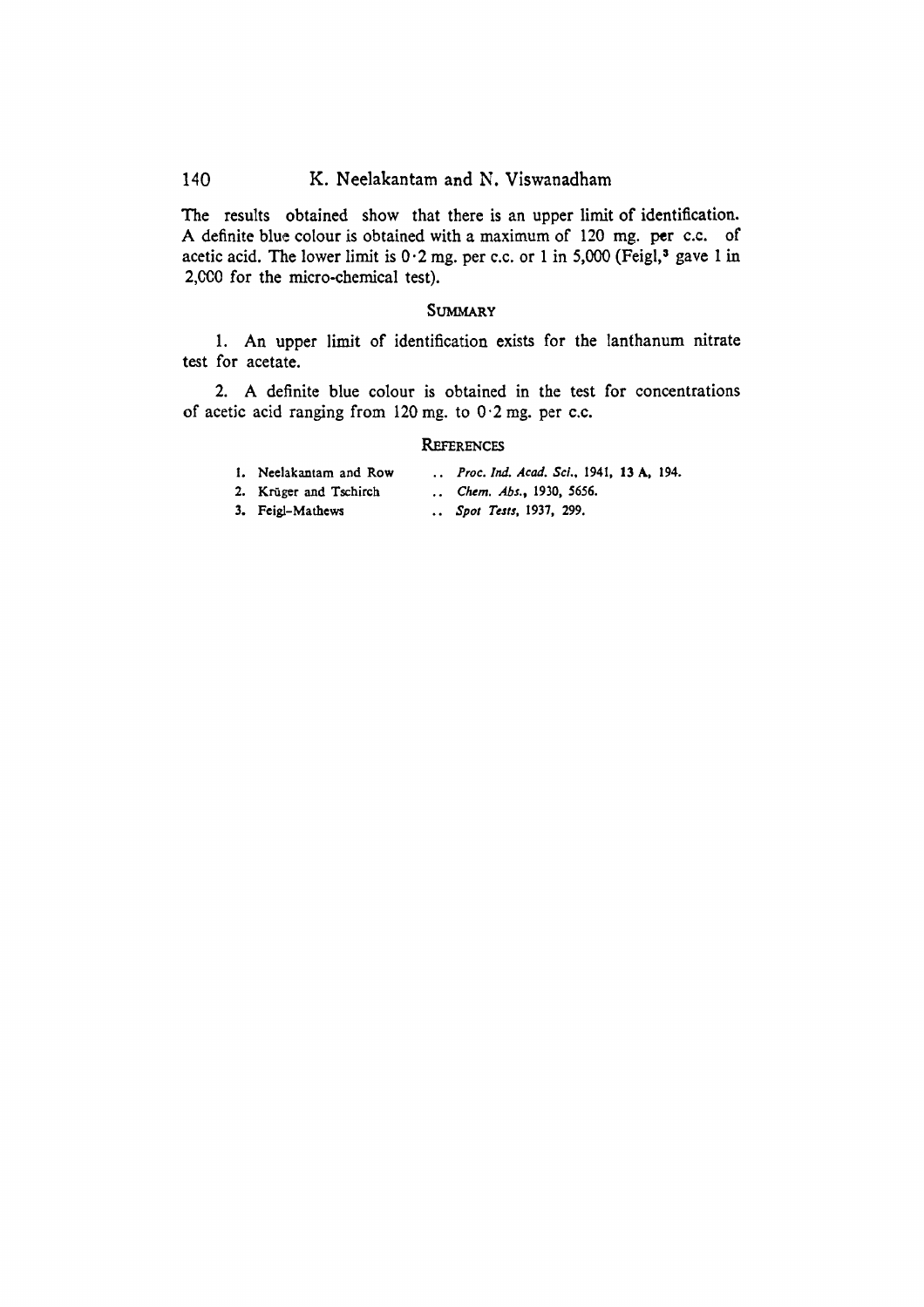The results obtained show that there is an upper limit of identification. A definite blue colour is obtained with a maximum of 120 mg. per c.c. of acetic acid. The lower limit is 0·2 mg. per c.c. or 1 in 5,000 (Feigl,[3] gave 1 in 2,000 for the micro-chemical test).

## Summary

1. An upper limit of identification exists for the lanthanum nitrate test for acetate.

2. A definite blue colour is obtained in the test for concentrations of acetic acid ranging from 120 mg. to 0·2 mg. per c.c.

## References

1. Neelakantam and Row .. *Proc. Ind. Acad. Sci.*, 1941, **13 A**, 194.
2. Krüger and Tschirch .. *Chem. Abs.*, 1930, 5656.
3. Feigl–Mathews .. *Spot Tests*, 1937, 299.